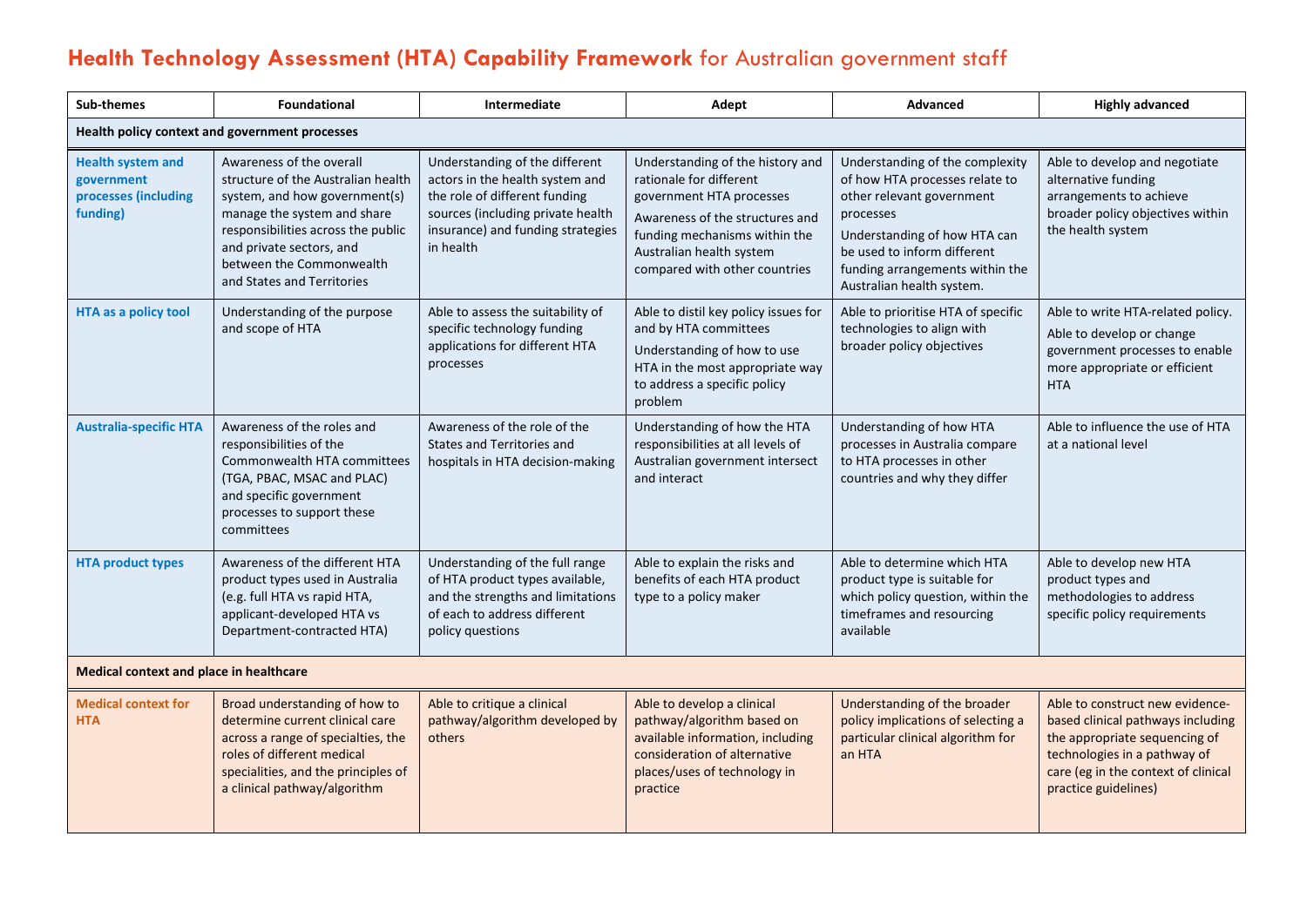# **Health Technology Assessment (HTA) Capability Framework** for Australian government staff

| Sub-themes | Foundational | Intermediate | Adept | Advanced | Highly advanced |
|---|---|---|---|---|---|
| **Health policy context and government processes** | | | | | |
| **Health system and government processes (including funding)** | Awareness of the overall structure of the Australian health system, and how government(s) manage the system and share responsibilities across the public and private sectors, and between the Commonwealth and States and Territories | Understanding of the different actors in the health system and the role of different funding sources (including private health insurance) and funding strategies in health | Understanding of the history and rationale for different government HTA processes<br>Awareness of the structures and funding mechanisms within the Australian health system compared with other countries | Understanding of the complexity of how HTA processes relate to other relevant government processes<br>Understanding of how HTA can be used to inform different funding arrangements within the Australian health system. | Able to develop and negotiate alternative funding arrangements to achieve broader policy objectives within the health system |
| **HTA as a policy tool** | Understanding of the purpose and scope of HTA | Able to assess the suitability of specific technology funding applications for different HTA processes | Able to distil key policy issues for and by HTA committees<br>Understanding of how to use HTA in the most appropriate way to address a specific policy problem | Able to prioritise HTA of specific technologies to align with broader policy objectives | Able to write HTA-related policy.<br>Able to develop or change government processes to enable more appropriate or efficient HTA |
| **Australia-specific HTA** | Awareness of the roles and responsibilities of the Commonwealth HTA committees (TGA, PBAC, MSAC and PLAC) and specific government processes to support these committees | Awareness of the role of the States and Territories and hospitals in HTA decision-making | Understanding of how the HTA responsibilities at all levels of Australian government intersect and interact | Understanding of how HTA processes in Australia compare to HTA processes in other countries and why they differ | Able to influence the use of HTA at a national level |
| **HTA product types** | Awareness of the different HTA product types used in Australia (e.g. full HTA vs rapid HTA, applicant-developed HTA vs Department-contracted HTA) | Understanding of the full range of HTA product types available, and the strengths and limitations of each to address different policy questions | Able to explain the risks and benefits of each HTA product type to a policy maker | Able to determine which HTA product type is suitable for which policy question, within the timeframes and resourcing available | Able to develop new HTA product types and methodologies to address specific policy requirements |
| **Medical context and place in healthcare** | | | | | |
| **Medical context for HTA** | Broad understanding of how to determine current clinical care across a range of specialties, the roles of different medical specialities, and the principles of a clinical pathway/algorithm | Able to critique a clinical pathway/algorithm developed by others | Able to develop a clinical pathway/algorithm based on available information, including consideration of alternative places/uses of technology in practice | Understanding of the broader policy implications of selecting a particular clinical algorithm for an HTA | Able to construct new evidence-based clinical pathways including the appropriate sequencing of technologies in a pathway of care (eg in the context of clinical practice guidelines) |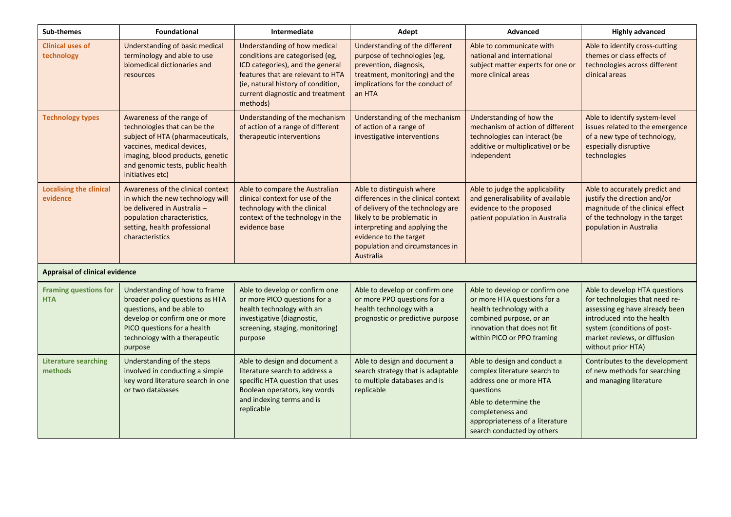| Sub-themes | Foundational | Intermediate | Adept | Advanced | Highly advanced |
|---|---|---|---|---|---|
| **Clinical uses of technology** | Understanding of basic medical terminology and able to use biomedical dictionaries and resources | Understanding of how medical conditions are categorised (eg, ICD categories), and the general features that are relevant to HTA (ie, natural history of condition, current diagnostic and treatment methods) | Understanding of the different purpose of technologies (eg, prevention, diagnosis, treatment, monitoring) and the implications for the conduct of an HTA | Able to communicate with national and international subject matter experts for one or more clinical areas | Able to identify cross-cutting themes or class effects of technologies across different clinical areas |
| **Technology types** | Awareness of the range of technologies that can be the subject of HTA (pharmaceuticals, vaccines, medical devices, imaging, blood products, genetic and genomic tests, public health initiatives etc) | Understanding of the mechanism of action of a range of different therapeutic interventions | Understanding of the mechanism of action of a range of investigative interventions | Understanding of how the mechanism of action of different technologies can interact (be additive or multiplicative) or be independent | Able to identify system-level issues related to the emergence of a new type of technology, especially disruptive technologies |
| **Localising the clinical evidence** | Awareness of the clinical context in which the new technology will be delivered in Australia – population characteristics, setting, health professional characteristics | Able to compare the Australian clinical context for use of the technology with the clinical context of the technology in the evidence base | Able to distinguish where differences in the clinical context of delivery of the technology are likely to be problematic in interpreting and applying the evidence to the target population and circumstances in Australia | Able to judge the applicability and generalisability of available evidence to the proposed patient population in Australia | Able to accurately predict and justify the direction and/or magnitude of the clinical effect of the technology in the target population in Australia |
| **Appraisal of clinical evidence** | | | | | |
| **Framing questions for HTA** | Understanding of how to frame broader policy questions as HTA questions, and be able to develop or confirm one or more PICO questions for a health technology with a therapeutic purpose | Able to develop or confirm one or more PICO questions for a health technology with an investigative (diagnostic, screening, staging, monitoring) purpose | Able to develop or confirm one or more PPO questions for a health technology with a prognostic or predictive purpose | Able to develop or confirm one or more HTA questions for a health technology with a combined purpose, or an innovation that does not fit within PICO or PPO framing | Able to develop HTA questions for technologies that need re-assessing eg have already been introduced into the health system (conditions of post-market reviews, or diffusion without prior HTA) |
| **Literature searching methods** | Understanding of the steps involved in conducting a simple key word literature search in one or two databases | Able to design and document a literature search to address a specific HTA question that uses Boolean operators, key words and indexing terms and is replicable | Able to design and document a search strategy that is adaptable to multiple databases and is replicable | Able to design and conduct a complex literature search to address one or more HTA questions<br><br>Able to determine the completeness and appropriateness of a literature search conducted by others | Contributes to the development of new methods for searching and managing literature |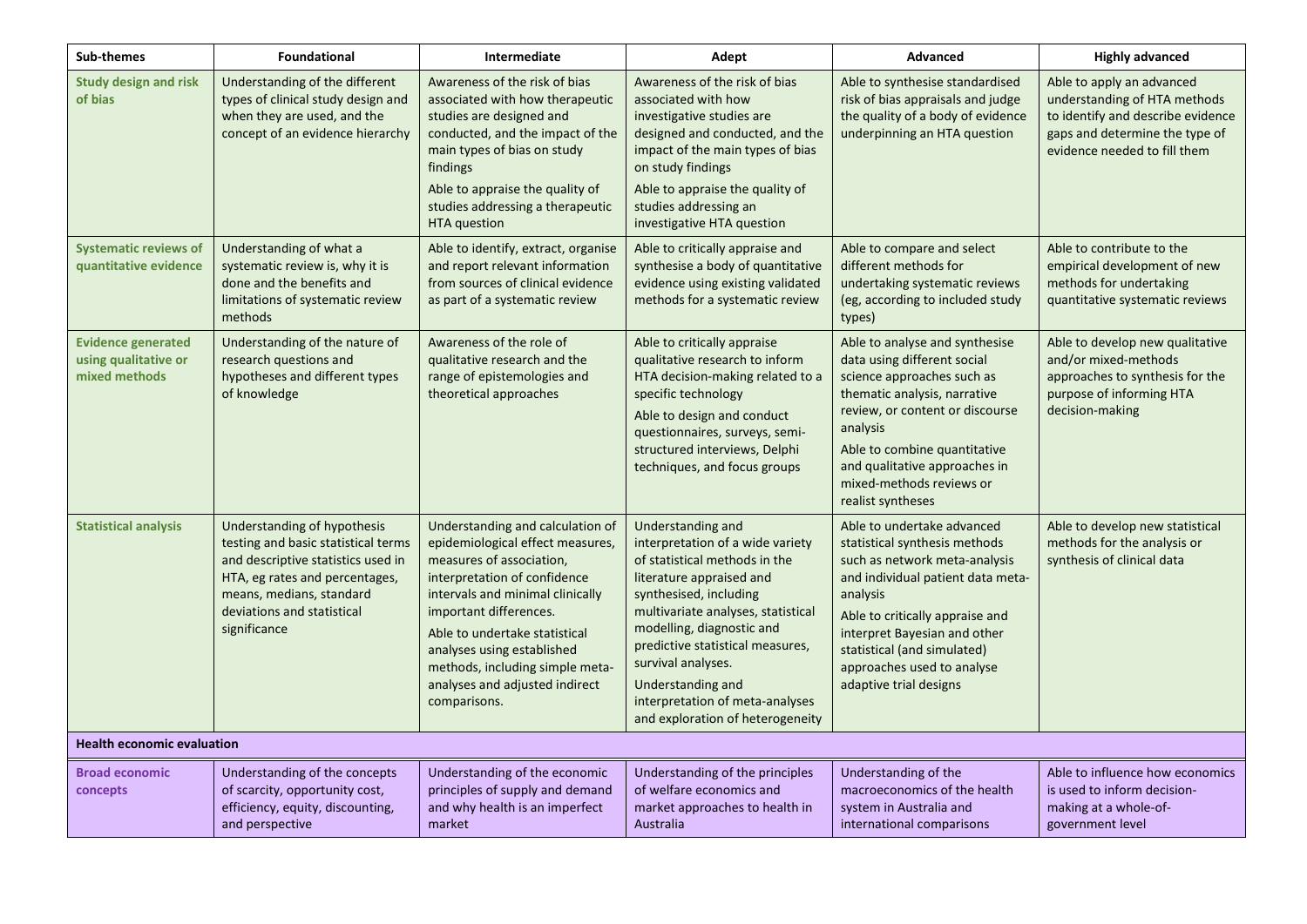| Sub-themes | Foundational | Intermediate | Adept | Advanced | Highly advanced |
|---|---|---|---|---|---|
| **Study design and risk of bias** | Understanding of the different types of clinical study design and when they are used, and the concept of an evidence hierarchy | Awareness of the risk of bias associated with how therapeutic studies are designed and conducted, and the impact of the main types of bias on study findings<br>Able to appraise the quality of studies addressing a therapeutic HTA question | Awareness of the risk of bias associated with how investigative studies are designed and conducted, and the impact of the main types of bias on study findings<br>Able to appraise the quality of studies addressing an investigative HTA question | Able to synthesise standardised risk of bias appraisals and judge the quality of a body of evidence underpinning an HTA question | Able to apply an advanced understanding of HTA methods to identify and describe evidence gaps and determine the type of evidence needed to fill them |
| **Systematic reviews of quantitative evidence** | Understanding of what a systematic review is, why it is done and the benefits and limitations of systematic review methods | Able to identify, extract, organise and report relevant information from sources of clinical evidence as part of a systematic review | Able to critically appraise and synthesise a body of quantitative evidence using existing validated methods for a systematic review | Able to compare and select different methods for undertaking systematic reviews (eg, according to included study types) | Able to contribute to the empirical development of new methods for undertaking quantitative systematic reviews |
| **Evidence generated using qualitative or mixed methods** | Understanding of the nature of research questions and hypotheses and different types of knowledge | Awareness of the role of qualitative research and the range of epistemologies and theoretical approaches | Able to critically appraise qualitative research to inform HTA decision-making related to a specific technology<br>Able to design and conduct questionnaires, surveys, semi-structured interviews, Delphi techniques, and focus groups | Able to analyse and synthesise data using different social science approaches such as thematic analysis, narrative review, or content or discourse analysis<br>Able to combine quantitative and qualitative approaches in mixed-methods reviews or realist syntheses | Able to develop new qualitative and/or mixed-methods approaches to synthesis for the purpose of informing HTA decision-making |
| **Statistical analysis** | Understanding of hypothesis testing and basic statistical terms and descriptive statistics used in HTA, eg rates and percentages, means, medians, standard deviations and statistical significance | Understanding and calculation of epidemiological effect measures, measures of association, interpretation of confidence intervals and minimal clinically important differences.<br>Able to undertake statistical analyses using established methods, including simple meta-analyses and adjusted indirect comparisons. | Understanding and interpretation of a wide variety of statistical methods in the literature appraised and synthesised, including multivariate analyses, statistical modelling, diagnostic and predictive statistical measures, survival analyses.<br>Understanding and interpretation of meta-analyses and exploration of heterogeneity | Able to undertake advanced statistical synthesis methods such as network meta-analysis and individual patient data meta-analysis<br>Able to critically appraise and interpret Bayesian and other statistical (and simulated) approaches used to analyse adaptive trial designs | Able to develop new statistical methods for the analysis or synthesis of clinical data |
| **Health economic evaluation** | | | | | |
| **Broad economic concepts** | Understanding of the concepts of scarcity, opportunity cost, efficiency, equity, discounting, and perspective | Understanding of the economic principles of supply and demand and why health is an imperfect market | Understanding of the principles of welfare economics and market approaches to health in Australia | Understanding of the macroeconomics of the health system in Australia and international comparisons | Able to influence how economics is used to inform decision-making at a whole-of-government level |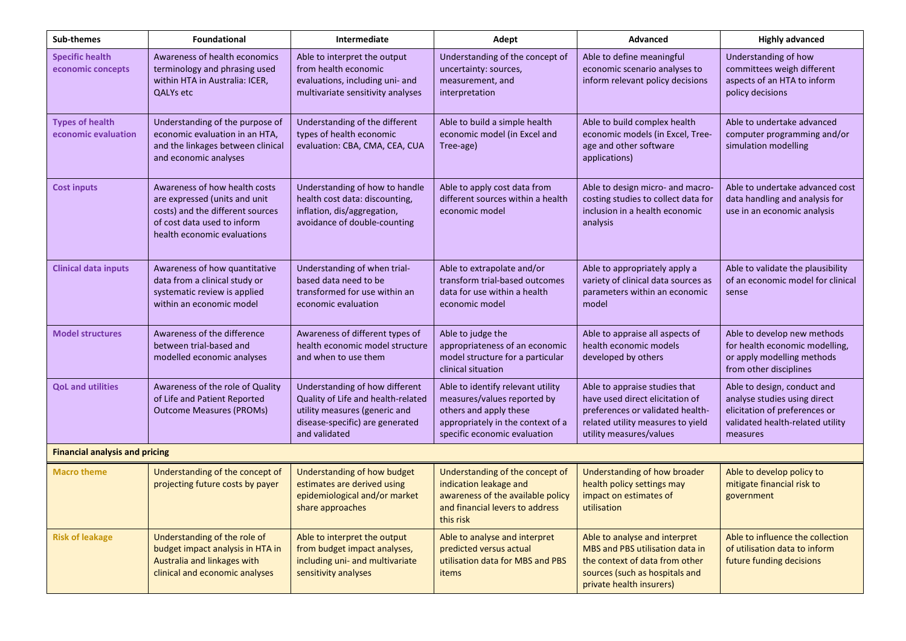| Sub-themes | Foundational | Intermediate | Adept | Advanced | Highly advanced |
|---|---|---|---|---|---|
| **Specific health economic concepts** | Awareness of health economics terminology and phrasing used within HTA in Australia: ICER, QALYs etc | Able to interpret the output from health economic evaluations, including uni- and multivariate sensitivity analyses | Understanding of the concept of uncertainty: sources, measurement, and interpretation | Able to define meaningful economic scenario analyses to inform relevant policy decisions | Understanding of how committees weigh different aspects of an HTA to inform policy decisions |
| **Types of health economic evaluation** | Understanding of the purpose of economic evaluation in an HTA, and the linkages between clinical and economic analyses | Understanding of the different types of health economic evaluation: CBA, CMA, CEA, CUA | Able to build a simple health economic model (in Excel and Tree-age) | Able to build complex health economic models (in Excel, Tree-age and other software applications) | Able to undertake advanced computer programming and/or simulation modelling |
| **Cost inputs** | Awareness of how health costs are expressed (units and unit costs) and the different sources of cost data used to inform health economic evaluations | Understanding of how to handle health cost data: discounting, inflation, dis/aggregation, avoidance of double-counting | Able to apply cost data from different sources within a health economic model | Able to design micro- and macro-costing studies to collect data for inclusion in a health economic analysis | Able to undertake advanced cost data handling and analysis for use in an economic analysis |
| **Clinical data inputs** | Awareness of how quantitative data from a clinical study or systematic review is applied within an economic model | Understanding of when trial-based data need to be transformed for use within an economic evaluation | Able to extrapolate and/or transform trial-based outcomes data for use within a health economic model | Able to appropriately apply a variety of clinical data sources as parameters within an economic model | Able to validate the plausibility of an economic model for clinical sense |
| **Model structures** | Awareness of the difference between trial-based and modelled economic analyses | Awareness of different types of health economic model structure and when to use them | Able to judge the appropriateness of an economic model structure for a particular clinical situation | Able to appraise all aspects of health economic models developed by others | Able to develop new methods for health economic modelling, or apply modelling methods from other disciplines |
| **QoL and utilities** | Awareness of the role of Quality of Life and Patient Reported Outcome Measures (PROMs) | Understanding of how different Quality of Life and health-related utility measures (generic and disease-specific) are generated and validated | Able to identify relevant utility measures/values reported by others and apply these appropriately in the context of a specific economic evaluation | Able to appraise studies that have used direct elicitation of preferences or validated health-related utility measures to yield utility measures/values | Able to design, conduct and analyse studies using direct elicitation of preferences or validated health-related utility measures |
| **Financial analysis and pricing** | | | | | |
| **Macro theme** | Understanding of the concept of projecting future costs by payer | Understanding of how budget estimates are derived using epidemiological and/or market share approaches | Understanding of the concept of indication leakage and awareness of the available policy and financial levers to address this risk | Understanding of how broader health policy settings may impact on estimates of utilisation | Able to develop policy to mitigate financial risk to government |
| **Risk of leakage** | Understanding of the role of budget impact analysis in HTA in Australia and linkages with clinical and economic analyses | Able to interpret the output from budget impact analyses, including uni- and multivariate sensitivity analyses | Able to analyse and interpret predicted versus actual utilisation data for MBS and PBS items | Able to analyse and interpret MBS and PBS utilisation data in the context of data from other sources (such as hospitals and private health insurers) | Able to influence the collection of utilisation data to inform future funding decisions |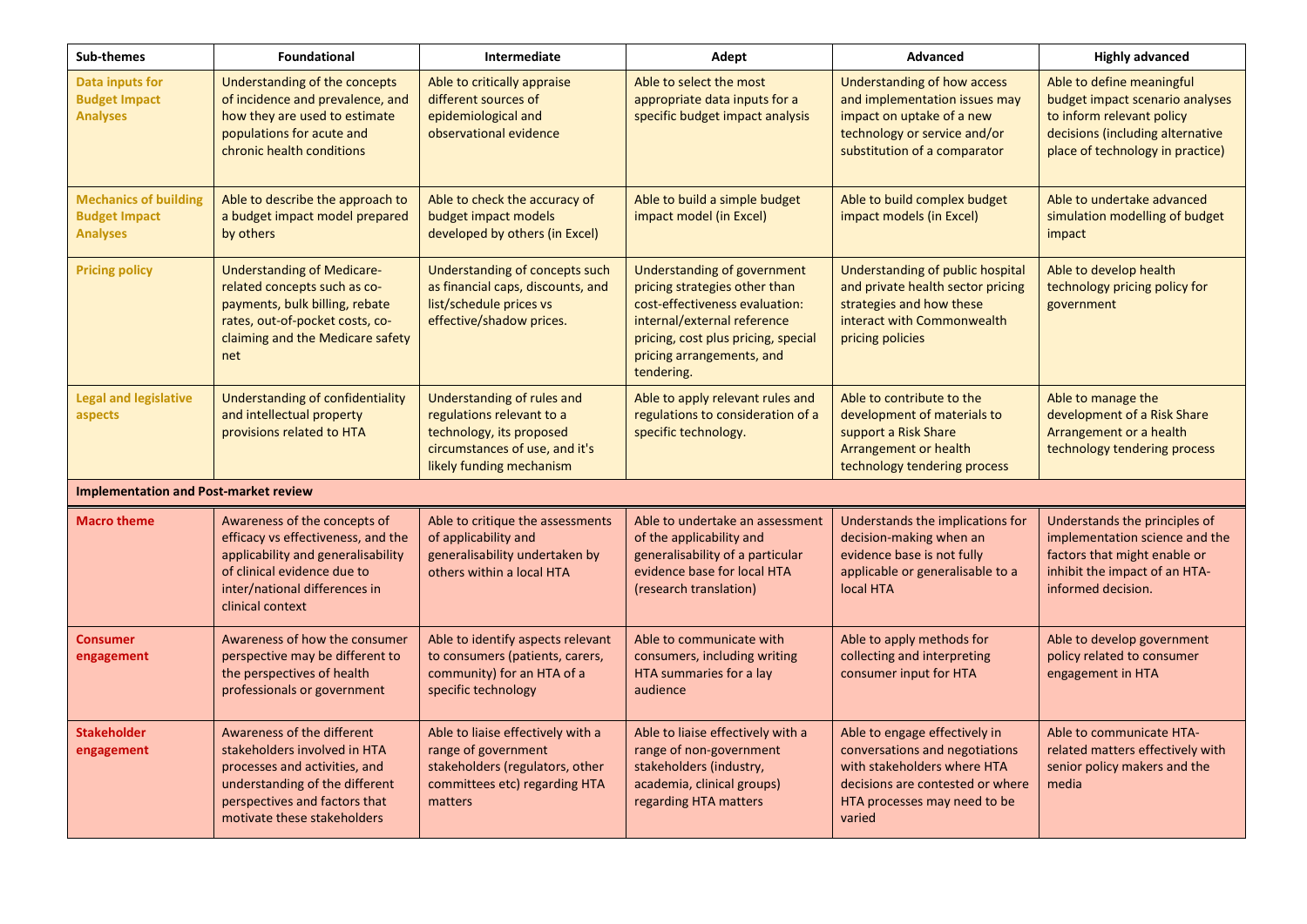| Sub-themes | Foundational | Intermediate | Adept | Advanced | Highly advanced |
|---|---|---|---|---|---|
| **Data inputs for Budget Impact Analyses** | Understanding of the concepts of incidence and prevalence, and how they are used to estimate populations for acute and chronic health conditions | Able to critically appraise different sources of epidemiological and observational evidence | Able to select the most appropriate data inputs for a specific budget impact analysis | Understanding of how access and implementation issues may impact on uptake of a new technology or service and/or substitution of a comparator | Able to define meaningful budget impact scenario analyses to inform relevant policy decisions (including alternative place of technology in practice) |
| **Mechanics of building Budget Impact Analyses** | Able to describe the approach to a budget impact model prepared by others | Able to check the accuracy of budget impact models developed by others (in Excel) | Able to build a simple budget impact model (in Excel) | Able to build complex budget impact models (in Excel) | Able to undertake advanced simulation modelling of budget impact |
| **Pricing policy** | Understanding of Medicare-related concepts such as co-payments, bulk billing, rebate rates, out-of-pocket costs, co-claiming and the Medicare safety net | Understanding of concepts such as financial caps, discounts, and list/schedule prices vs effective/shadow prices. | Understanding of government pricing strategies other than cost-effectiveness evaluation: internal/external reference pricing, cost plus pricing, special pricing arrangements, and tendering. | Understanding of public hospital and private health sector pricing strategies and how these interact with Commonwealth pricing policies | Able to develop health technology pricing policy for government |
| **Legal and legislative aspects** | Understanding of confidentiality and intellectual property provisions related to HTA | Understanding of rules and regulations relevant to a technology, its proposed circumstances of use, and it's likely funding mechanism | Able to apply relevant rules and regulations to consideration of a specific technology. | Able to contribute to the development of materials to support a Risk Share Arrangement or health technology tendering process | Able to manage the development of a Risk Share Arrangement or a health technology tendering process |
| **Implementation and Post-market review** | | | | | |
| **Macro theme** | Awareness of the concepts of efficacy vs effectiveness, and the applicability and generalisability of clinical evidence due to inter/national differences in clinical context | Able to critique the assessments of applicability and generalisability undertaken by others within a local HTA | Able to undertake an assessment of the applicability and generalisability of a particular evidence base for local HTA (research translation) | Understands the implications for decision-making when an evidence base is not fully applicable or generalisable to a local HTA | Understands the principles of implementation science and the factors that might enable or inhibit the impact of an HTA-informed decision. |
| **Consumer engagement** | Awareness of how the consumer perspective may be different to the perspectives of health professionals or government | Able to identify aspects relevant to consumers (patients, carers, community) for an HTA of a specific technology | Able to communicate with consumers, including writing HTA summaries for a lay audience | Able to apply methods for collecting and interpreting consumer input for HTA | Able to develop government policy related to consumer engagement in HTA |
| **Stakeholder engagement** | Awareness of the different stakeholders involved in HTA processes and activities, and understanding of the different perspectives and factors that motivate these stakeholders | Able to liaise effectively with a range of government stakeholders (regulators, other committees etc) regarding HTA matters | Able to liaise effectively with a range of non-government stakeholders (industry, academia, clinical groups) regarding HTA matters | Able to engage effectively in conversations and negotiations with stakeholders where HTA decisions are contested or where HTA processes may need to be varied | Able to communicate HTA-related matters effectively with senior policy makers and the media |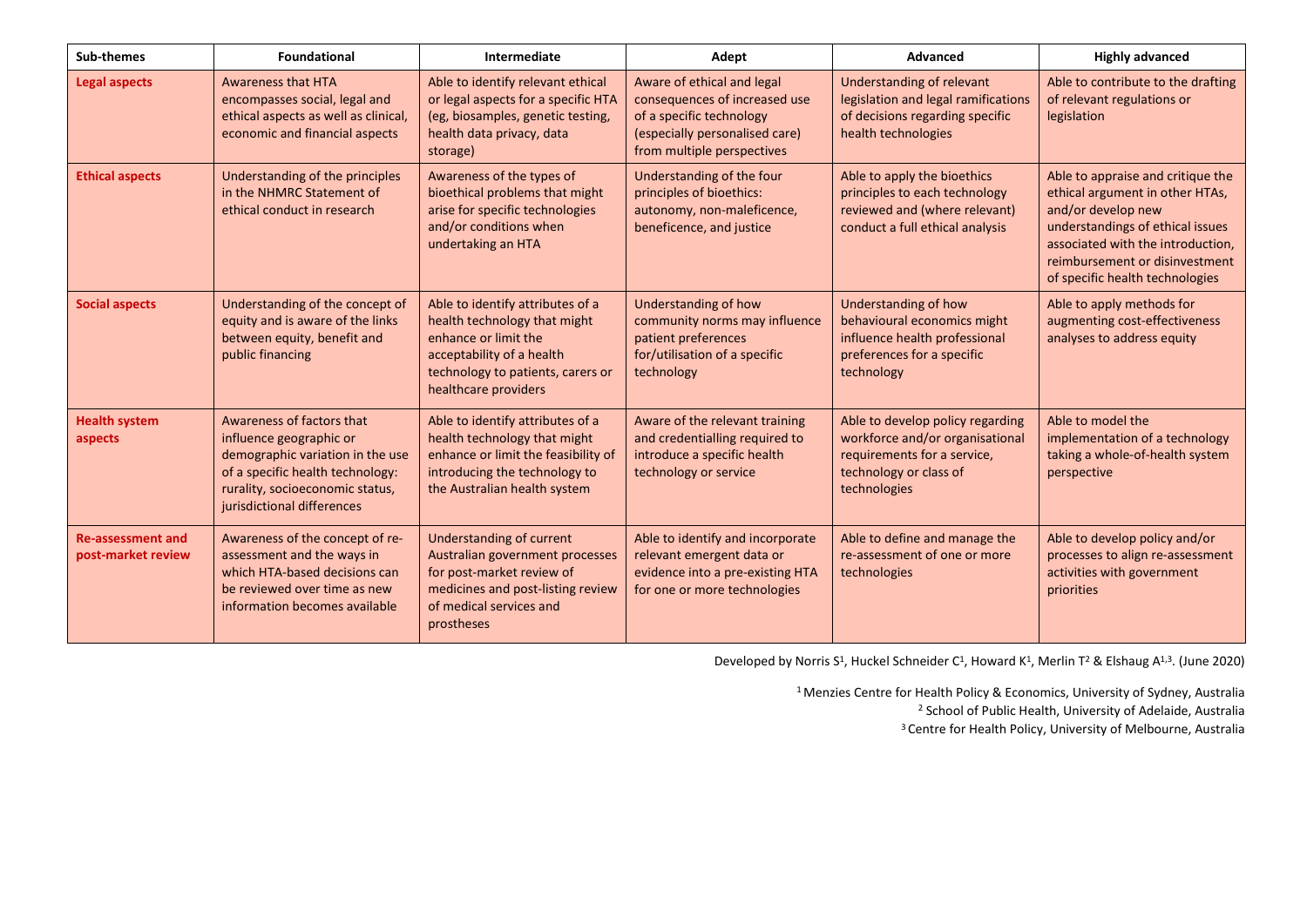| Sub-themes | Foundational | Intermediate | Adept | Advanced | Highly advanced |
|---|---|---|---|---|---|
| **Legal aspects** | Awareness that HTA encompasses social, legal and ethical aspects as well as clinical, economic and financial aspects | Able to identify relevant ethical or legal aspects for a specific HTA (eg, biosamples, genetic testing, health data privacy, data storage) | Aware of ethical and legal consequences of increased use of a specific technology (especially personalised care) from multiple perspectives | Understanding of relevant legislation and legal ramifications of decisions regarding specific health technologies | Able to contribute to the drafting of relevant regulations or legislation |
| **Ethical aspects** | Understanding of the principles in the NHMRC Statement of ethical conduct in research | Awareness of the types of bioethical problems that might arise for specific technologies and/or conditions when undertaking an HTA | Understanding of the four principles of bioethics: autonomy, non-maleficence, beneficence, and justice | Able to apply the bioethics principles to each technology reviewed and (where relevant) conduct a full ethical analysis | Able to appraise and critique the ethical argument in other HTAs, and/or develop new understandings of ethical issues associated with the introduction, reimbursement or disinvestment of specific health technologies |
| **Social aspects** | Understanding of the concept of equity and is aware of the links between equity, benefit and public financing | Able to identify attributes of a health technology that might enhance or limit the acceptability of a health technology to patients, carers or healthcare providers | Understanding of how community norms may influence patient preferences for/utilisation of a specific technology | Understanding of how behavioural economics might influence health professional preferences for a specific technology | Able to apply methods for augmenting cost-effectiveness analyses to address equity |
| **Health system aspects** | Awareness of factors that influence geographic or demographic variation in the use of a specific health technology: rurality, socioeconomic status, jurisdictional differences | Able to identify attributes of a health technology that might enhance or limit the feasibility of introducing the technology to the Australian health system | Aware of the relevant training and credentialling required to introduce a specific health technology or service | Able to develop policy regarding workforce and/or organisational requirements for a service, technology or class of technologies | Able to model the implementation of a technology taking a whole-of-health system perspective |
| **Re-assessment and post-market review** | Awareness of the concept of re-assessment and the ways in which HTA-based decisions can be reviewed over time as new information becomes available | Understanding of current Australian government processes for post-market review of medicines and post-listing review of medical services and prostheses | Able to identify and incorporate relevant emergent data or evidence into a pre-existing HTA for one or more technologies | Able to define and manage the re-assessment of one or more technologies | Able to develop policy and/or processes to align re-assessment activities with government priorities |

Developed by Norris S[1], Huckel Schneider C[1], Howard K[1], Merlin T[2] & Elshaug A[1,3]. (June 2020)

[1] Menzies Centre for Health Policy & Economics, University of Sydney, Australia
[2] School of Public Health, University of Adelaide, Australia
[3] Centre for Health Policy, University of Melbourne, Australia